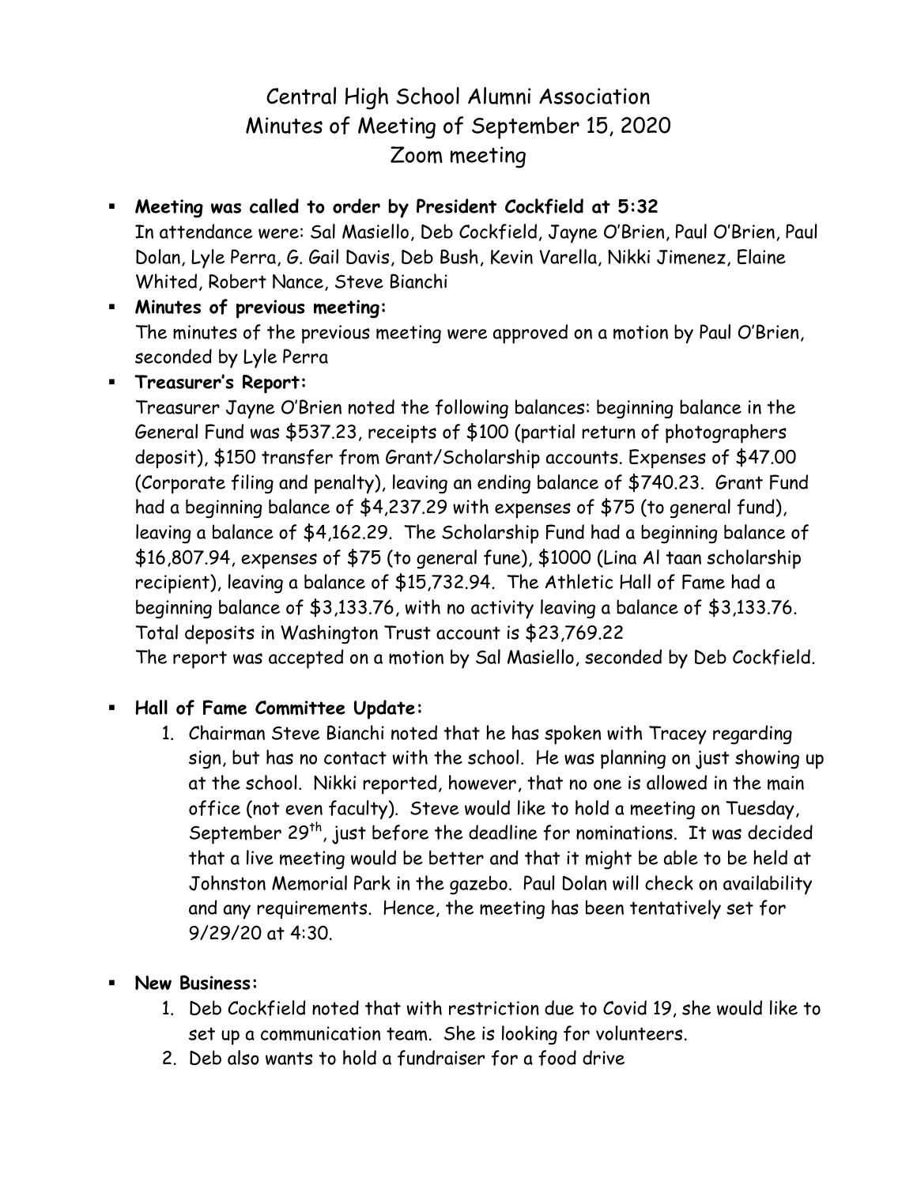# Central High School Alumni Association
## Minutes of Meeting of September 15, 2020
## Zoom meeting

- **Meeting was called to order by President Cockfield at 5:32**
  In attendance were: Sal Masiello, Deb Cockfield, Jayne O'Brien, Paul O'Brien, Paul Dolan, Lyle Perra, G. Gail Davis, Deb Bush, Kevin Varella, Nikki Jimenez, Elaine Whited, Robert Nance, Steve Bianchi
- **Minutes of previous meeting:**
  The minutes of the previous meeting were approved on a motion by Paul O'Brien, seconded by Lyle Perra
- **Treasurer's Report:**
  Treasurer Jayne O'Brien noted the following balances: beginning balance in the General Fund was $537.23, receipts of $100 (partial return of photographers deposit), $150 transfer from Grant/Scholarship accounts. Expenses of $47.00 (Corporate filing and penalty), leaving an ending balance of $740.23. Grant Fund had a beginning balance of $4,237.29 with expenses of $75 (to general fund), leaving a balance of $4,162.29. The Scholarship Fund had a beginning balance of $16,807.94, expenses of $75 (to general fune), $1000 (Lina Al taan scholarship recipient), leaving a balance of $15,732.94. The Athletic Hall of Fame had a beginning balance of $3,133.76, with no activity leaving a balance of $3,133.76. Total deposits in Washington Trust account is $23,769.22
  The report was accepted on a motion by Sal Masiello, seconded by Deb Cockfield.

- **Hall of Fame Committee Update:**
  1. Chairman Steve Bianchi noted that he has spoken with Tracey regarding sign, but has no contact with the school. He was planning on just showing up at the school. Nikki reported, however, that no one is allowed in the main office (not even faculty). Steve would like to hold a meeting on Tuesday, September 29th, just before the deadline for nominations. It was decided that a live meeting would be better and that it might be able to be held at Johnston Memorial Park in the gazebo. Paul Dolan will check on availability and any requirements. Hence, the meeting has been tentatively set for 9/29/20 at 4:30.

- **New Business:**
  1. Deb Cockfield noted that with restriction due to Covid 19, she would like to set up a communication team. She is looking for volunteers.
  2. Deb also wants to hold a fundraiser for a food drive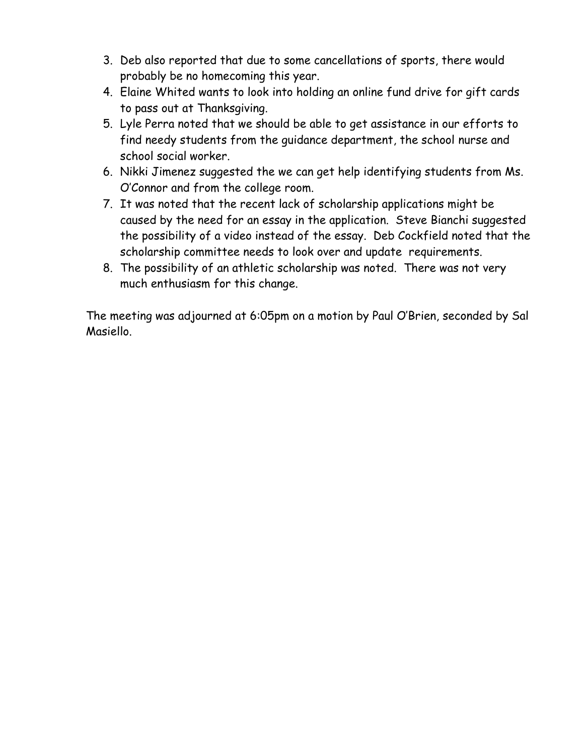3. Deb also reported that due to some cancellations of sports, there would probably be no homecoming this year.
4. Elaine Whited wants to look into holding an online fund drive for gift cards to pass out at Thanksgiving.
5. Lyle Perra noted that we should be able to get assistance in our efforts to find needy students from the guidance department, the school nurse and school social worker.
6. Nikki Jimenez suggested the we can get help identifying students from Ms. O'Connor and from the college room.
7. It was noted that the recent lack of scholarship applications might be caused by the need for an essay in the application. Steve Bianchi suggested the possibility of a video instead of the essay. Deb Cockfield noted that the scholarship committee needs to look over and update requirements.
8. The possibility of an athletic scholarship was noted. There was not very much enthusiasm for this change.

The meeting was adjourned at 6:05pm on a motion by Paul O'Brien, seconded by Sal Masiello.